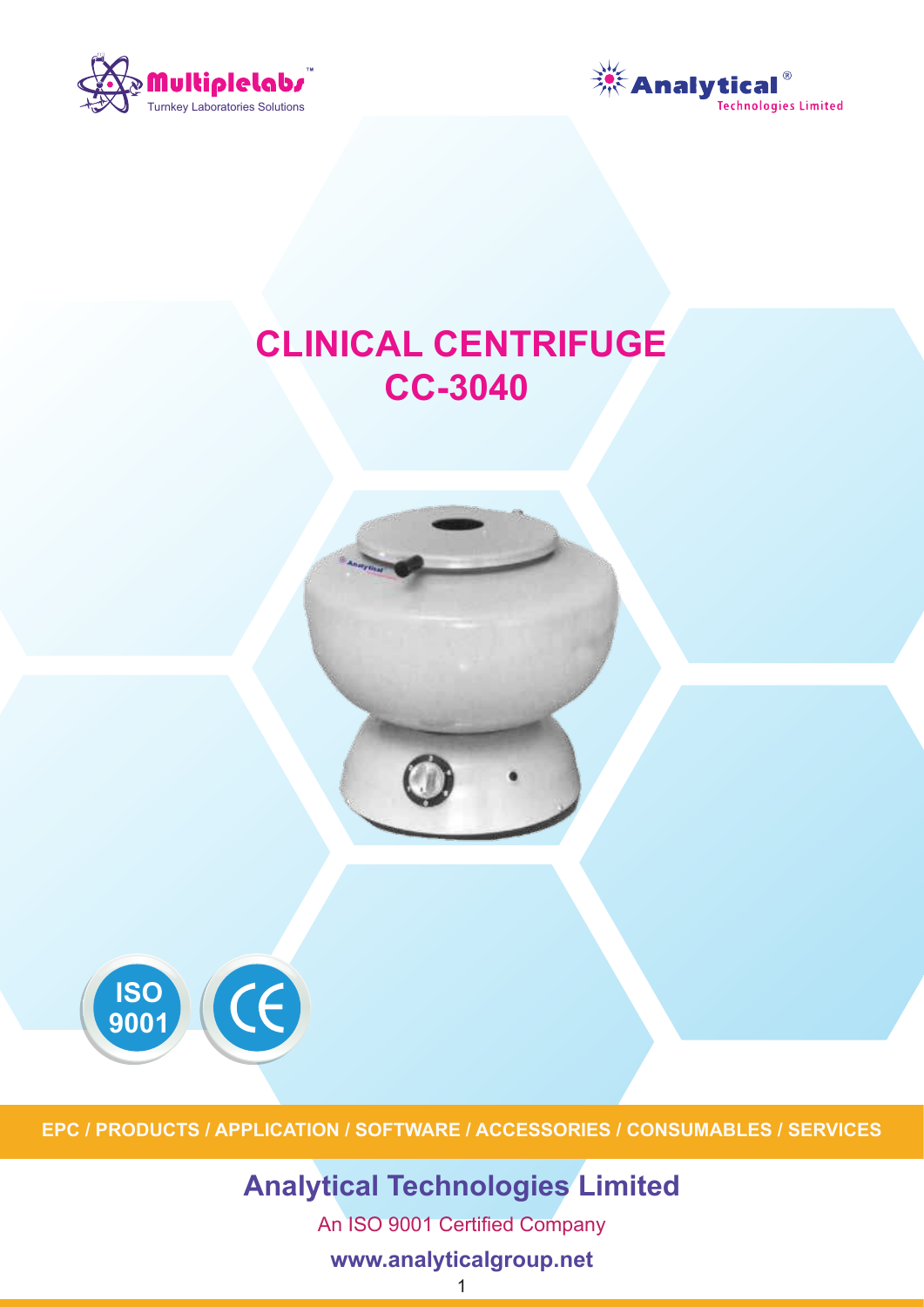Multiplelabs™
Turnkey Laboratories Solutions

Analytical®
Technologies Limited

# CLINICAL CENTRIFUGE
# CC-3040

ISO 9001

CE

EPC / PRODUCTS / APPLICATION / SOFTWARE / ACCESSORIES / CONSUMABLES / SERVICES

## Analytical Technologies Limited

An ISO 9001 Certified Company

**www.analyticalgroup.net**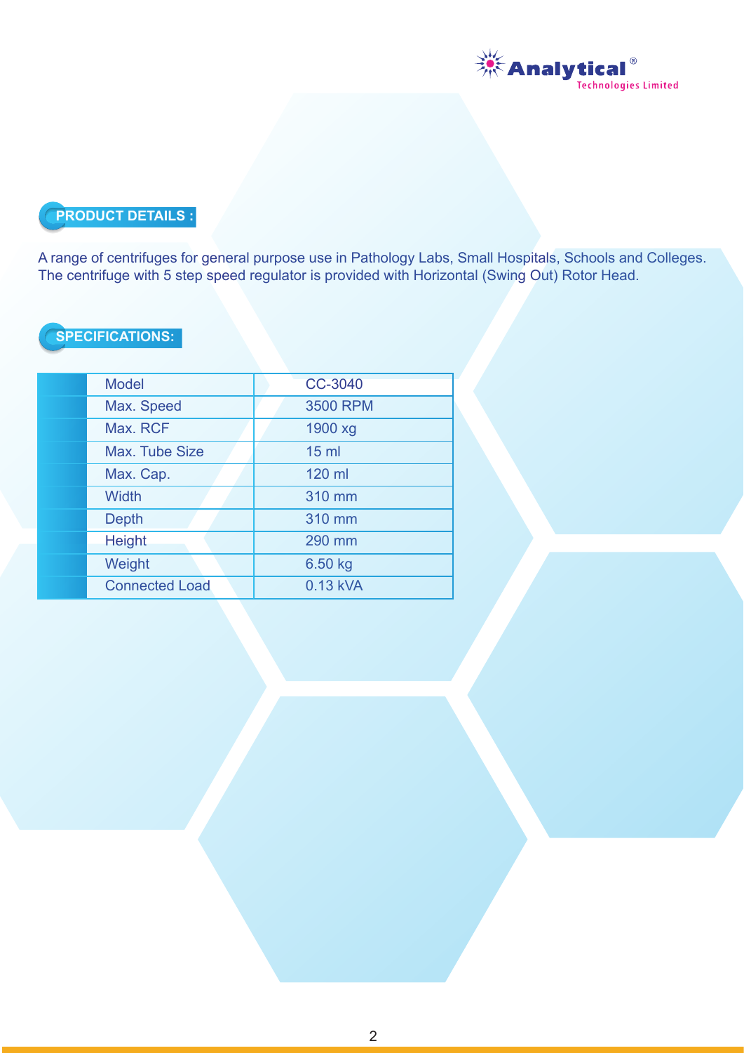## PRODUCT DETAILS :

A range of centrifuges for general purpose use in Pathology Labs, Small Hospitals, Schools and Colleges. The centrifuge with 5 step speed regulator is provided with Horizontal (Swing Out) Rotor Head.

## SPECIFICATIONS:

| Model | CC-3040 |
|---|---|
| Max. Speed | 3500 RPM |
| Max. RCF | 1900 xg |
| Max. Tube Size | 15 ml |
| Max. Cap. | 120 ml |
| Width | 310 mm |
| Depth | 310 mm |
| Height | 290 mm |
| Weight | 6.50 kg |
| Connected Load | 0.13 kVA |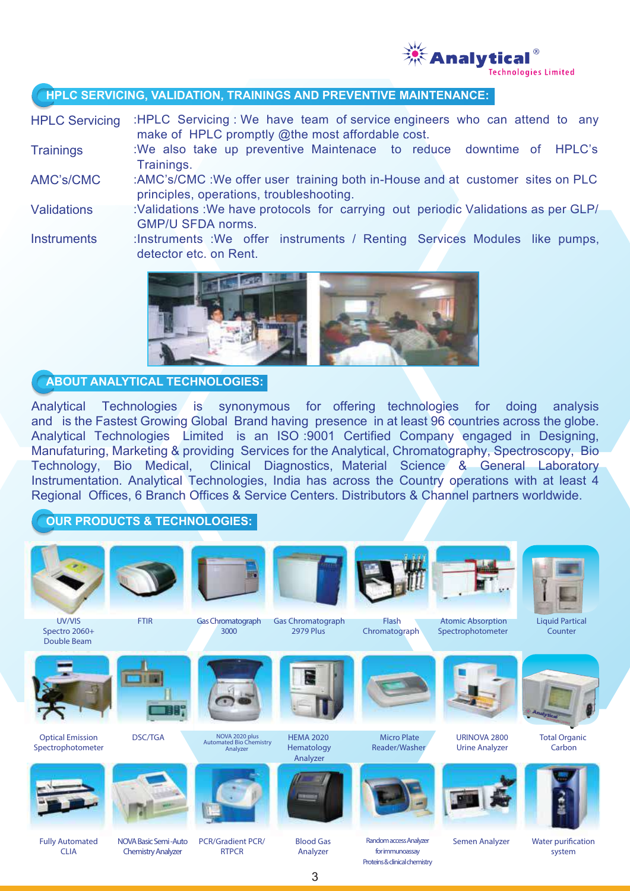## HPLC SERVICING, VALIDATION, TRAININGS AND PREVENTIVE MAINTENANCE:

| | |
|---|---|
| HPLC Servicing | :HPLC Servicing : We have team of service engineers who can attend to any make of HPLC promptly @the most affordable cost. |
| Trainings | :We also take up preventive Maintenace to reduce downtime of HPLC's Trainings. |
| AMC's/CMC | :AMC's/CMC :We offer user training both in-House and at customer sites on PLC principles, operations, troubleshooting. |
| Validations | :Validations :We have protocols for carrying out periodic Validations as per GLP/ GMP/U SFDA norms. |
| Instruments | :Instruments :We offer instruments / Renting Services Modules like pumps, detector etc. on Rent. |

## ABOUT ANALYTICAL TECHNOLOGIES:

Analytical Technologies is synonymous for offering technologies for doing analysis and is the Fastest Growing Global Brand having presence in at least 96 countries across the globe. Analytical Technologies Limited is an ISO :9001 Certified Company engaged in Designing, Manufaturing, Marketing & providing Services for the Analytical, Chromatography, Spectroscopy, Bio Technology, Bio Medical, Clinical Diagnostics, Material Science & General Laboratory Instrumentation. Analytical Technologies, India has across the Country operations with at least 4 Regional Offices, 6 Branch Offices & Service Centers. Distributors & Channel partners worldwide.

## OUR PRODUCTS & TECHNOLOGIES:

- UV/VIS Spectro 2060+ Double Beam
- FTIR
- Gas Chromatograph 3000
- Gas Chromatograph 2979 Plus
- Flash Chromatograph
- Atomic Absorption Spectrophotometer
- Liquid Partical Counter
- Optical Emission Spectrophotometer
- DSC/TGA
- NOVA 2020 plus Automated Bio Chemistry Analyzer
- HEMA 2020 Hematology Analyzer
- Micro Plate Reader/Washer
- URINOVA 2800 Urine Analyzer
- Total Organic Carbon
- Fully Automated CLIA
- NOVA Basic Semi-Auto Chemistry Analyzer
- PCR/Gradient PCR/ RTPCR
- Blood Gas Analyzer
- Random access Analyzer for immunoassay Proteins & clinical chemistry
- Semen Analyzer
- Water purification system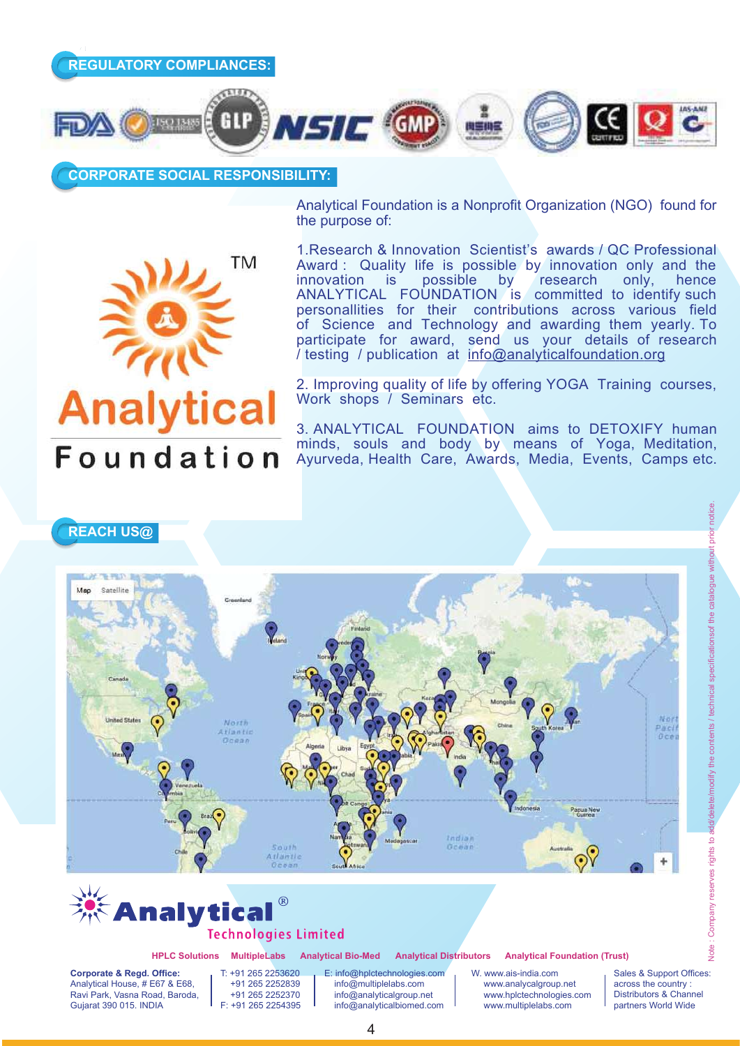## REGULATORY COMPLIANCES:

## CORPORATE SOCIAL RESPONSIBILITY:

Analytical Foundation is a Nonprofit Organization (NGO) found for the purpose of:

1.Research & Innovation Scientist's awards / QC Professional Award : Quality life is possible by innovation only and the innovation is possible by research only, hence ANALYTICAL FOUNDATION is committed to identify such personallities for their contributions across various field of Science and Technology and awarding them yearly. To participate for award, send us your details of research / testing / publication at info@analyticalfoundation.org

2. Improving quality of life by offering YOGA Training courses, Work shops / Seminars etc.

3. ANALYTICAL FOUNDATION aims to DETOXIFY human minds, souls and body by means of Yoga, Meditation, Ayurveda, Health Care, Awards, Media, Events, Camps etc.

## REACH US@

**Analytical® Technologies Limited**

HPLC Solutions | MultipleLabs | Analytical Bio-Med | Analytical Distributors | Analytical Foundation (Trust)

**Corporate & Regd. Office:**
Analytical House, # E67 & E68,
Ravi Park, Vasna Road, Baroda,
Gujarat 390 015. INDIA

T: +91 265 2253620
+91 265 2252839
+91 265 2252370
F: +91 265 2254395

E: info@hplctechnologies.com
info@multiplelabs.com
info@analyticalgroup.net
info@analyticalbiomed.com

W. www.ais-india.com
www.analycalgroup.net
www.hplctechnologies.com
www.multiplelabs.com

Sales & Support Offices:
across the country :
Distributors & Channel
partners World Wide

Note : Company reserves rights to add/delete/modify the contents / technical specificationsof the catalogue without prior notice.